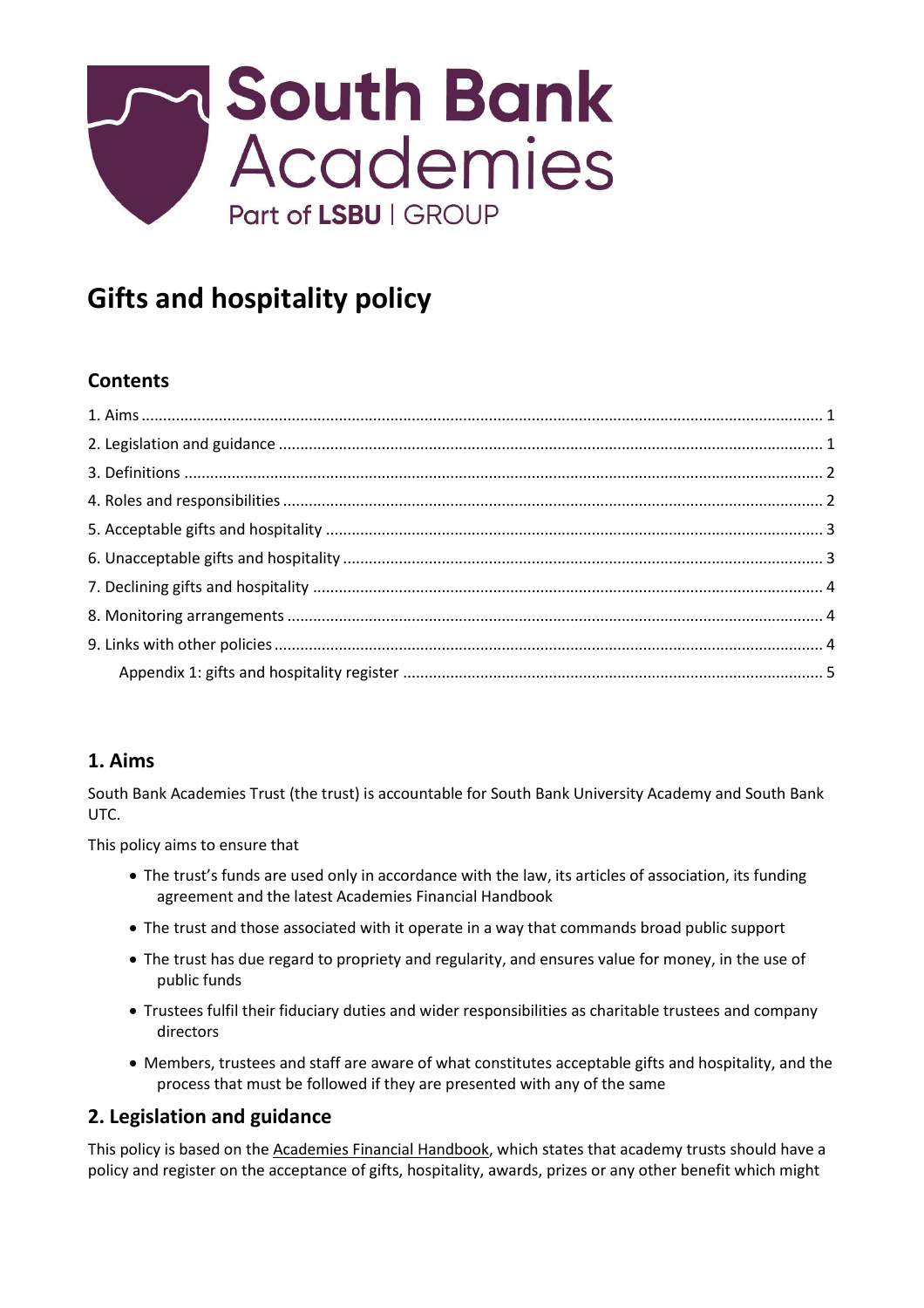# Gifts and hospitality policy

## Contents

1. Aims ..... 1
2. Legislation and guidance ..... 1
3. Definitions ..... 2
4. Roles and responsibilities ..... 2
5. Acceptable gifts and hospitality ..... 3
6. Unacceptable gifts and hospitality ..... 3
7. Declining gifts and hospitality ..... 4
8. Monitoring arrangements ..... 4
9. Links with other policies ..... 4
   Appendix 1: gifts and hospitality register ..... 5

## 1. Aims

South Bank Academies Trust (the trust) is accountable for South Bank University Academy and South Bank UTC.

This policy aims to ensure that

- The trust's funds are used only in accordance with the law, its articles of association, its funding agreement and the latest Academies Financial Handbook
- The trust and those associated with it operate in a way that commands broad public support
- The trust has due regard to propriety and regularity, and ensures value for money, in the use of public funds
- Trustees fulfil their fiduciary duties and wider responsibilities as charitable trustees and company directors
- Members, trustees and staff are aware of what constitutes acceptable gifts and hospitality, and the process that must be followed if they are presented with any of the same

## 2. Legislation and guidance

This policy is based on the Academies Financial Handbook, which states that academy trusts should have a policy and register on the acceptance of gifts, hospitality, awards, prizes or any other benefit which might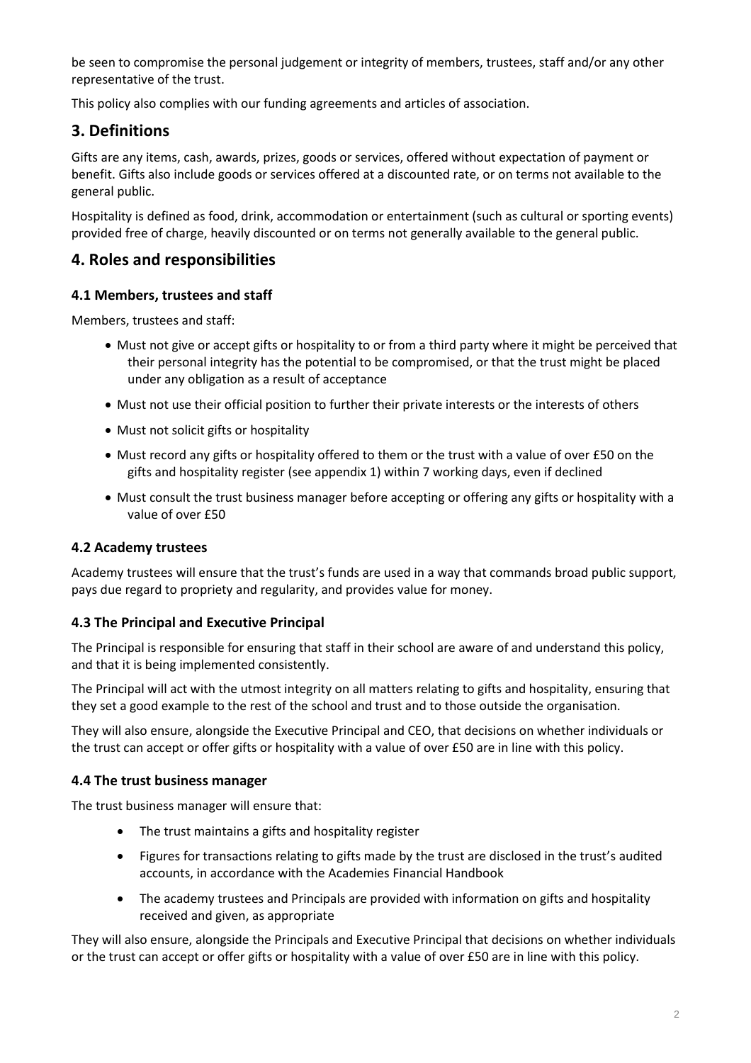be seen to compromise the personal judgement or integrity of members, trustees, staff and/or any other representative of the trust.

This policy also complies with our funding agreements and articles of association.

## 3. Definitions

Gifts are any items, cash, awards, prizes, goods or services, offered without expectation of payment or benefit. Gifts also include goods or services offered at a discounted rate, or on terms not available to the general public.

Hospitality is defined as food, drink, accommodation or entertainment (such as cultural or sporting events) provided free of charge, heavily discounted or on terms not generally available to the general public.

## 4. Roles and responsibilities

### 4.1 Members, trustees and staff

Members, trustees and staff:

- Must not give or accept gifts or hospitality to or from a third party where it might be perceived that their personal integrity has the potential to be compromised, or that the trust might be placed under any obligation as a result of acceptance
- Must not use their official position to further their private interests or the interests of others
- Must not solicit gifts or hospitality
- Must record any gifts or hospitality offered to them or the trust with a value of over £50 on the gifts and hospitality register (see appendix 1) within 7 working days, even if declined
- Must consult the trust business manager before accepting or offering any gifts or hospitality with a value of over £50

### 4.2 Academy trustees

Academy trustees will ensure that the trust's funds are used in a way that commands broad public support, pays due regard to propriety and regularity, and provides value for money.

### 4.3 The Principal and Executive Principal

The Principal is responsible for ensuring that staff in their school are aware of and understand this policy, and that it is being implemented consistently.

The Principal will act with the utmost integrity on all matters relating to gifts and hospitality, ensuring that they set a good example to the rest of the school and trust and to those outside the organisation.

They will also ensure, alongside the Executive Principal and CEO, that decisions on whether individuals or the trust can accept or offer gifts or hospitality with a value of over £50 are in line with this policy.

### 4.4 The trust business manager

The trust business manager will ensure that:

- The trust maintains a gifts and hospitality register
- Figures for transactions relating to gifts made by the trust are disclosed in the trust's audited accounts, in accordance with the Academies Financial Handbook
- The academy trustees and Principals are provided with information on gifts and hospitality received and given, as appropriate

They will also ensure, alongside the Principals and Executive Principal that decisions on whether individuals or the trust can accept or offer gifts or hospitality with a value of over £50 are in line with this policy.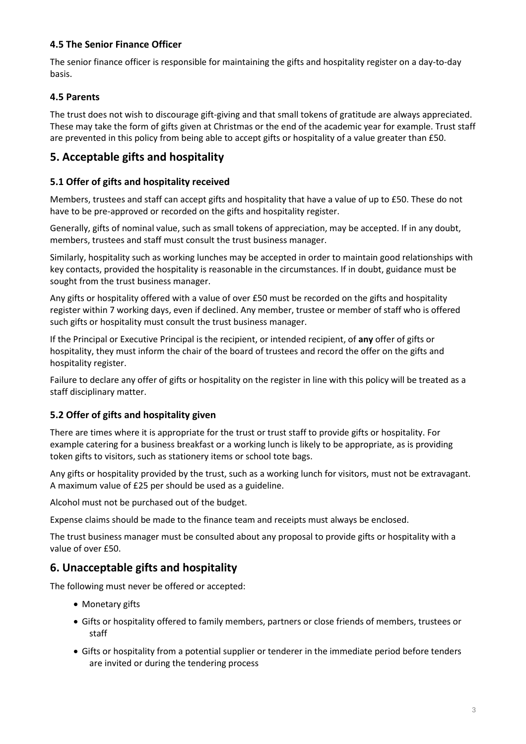### 4.5 The Senior Finance Officer

The senior finance officer is responsible for maintaining the gifts and hospitality register on a day-to-day basis.

### 4.5 Parents

The trust does not wish to discourage gift-giving and that small tokens of gratitude are always appreciated. These may take the form of gifts given at Christmas or the end of the academic year for example. Trust staff are prevented in this policy from being able to accept gifts or hospitality of a value greater than £50.

## 5. Acceptable gifts and hospitality

### 5.1 Offer of gifts and hospitality received

Members, trustees and staff can accept gifts and hospitality that have a value of up to £50. These do not have to be pre-approved or recorded on the gifts and hospitality register.

Generally, gifts of nominal value, such as small tokens of appreciation, may be accepted. If in any doubt, members, trustees and staff must consult the trust business manager.

Similarly, hospitality such as working lunches may be accepted in order to maintain good relationships with key contacts, provided the hospitality is reasonable in the circumstances. If in doubt, guidance must be sought from the trust business manager.

Any gifts or hospitality offered with a value of over £50 must be recorded on the gifts and hospitality register within 7 working days, even if declined. Any member, trustee or member of staff who is offered such gifts or hospitality must consult the trust business manager.

If the Principal or Executive Principal is the recipient, or intended recipient, of **any** offer of gifts or hospitality, they must inform the chair of the board of trustees and record the offer on the gifts and hospitality register.

Failure to declare any offer of gifts or hospitality on the register in line with this policy will be treated as a staff disciplinary matter.

### 5.2 Offer of gifts and hospitality given

There are times where it is appropriate for the trust or trust staff to provide gifts or hospitality. For example catering for a business breakfast or a working lunch is likely to be appropriate, as is providing token gifts to visitors, such as stationery items or school tote bags.

Any gifts or hospitality provided by the trust, such as a working lunch for visitors, must not be extravagant. A maximum value of £25 per should be used as a guideline.

Alcohol must not be purchased out of the budget.

Expense claims should be made to the finance team and receipts must always be enclosed.

The trust business manager must be consulted about any proposal to provide gifts or hospitality with a value of over £50.

## 6. Unacceptable gifts and hospitality

The following must never be offered or accepted:

- Monetary gifts
- Gifts or hospitality offered to family members, partners or close friends of members, trustees or staff
- Gifts or hospitality from a potential supplier or tenderer in the immediate period before tenders are invited or during the tendering process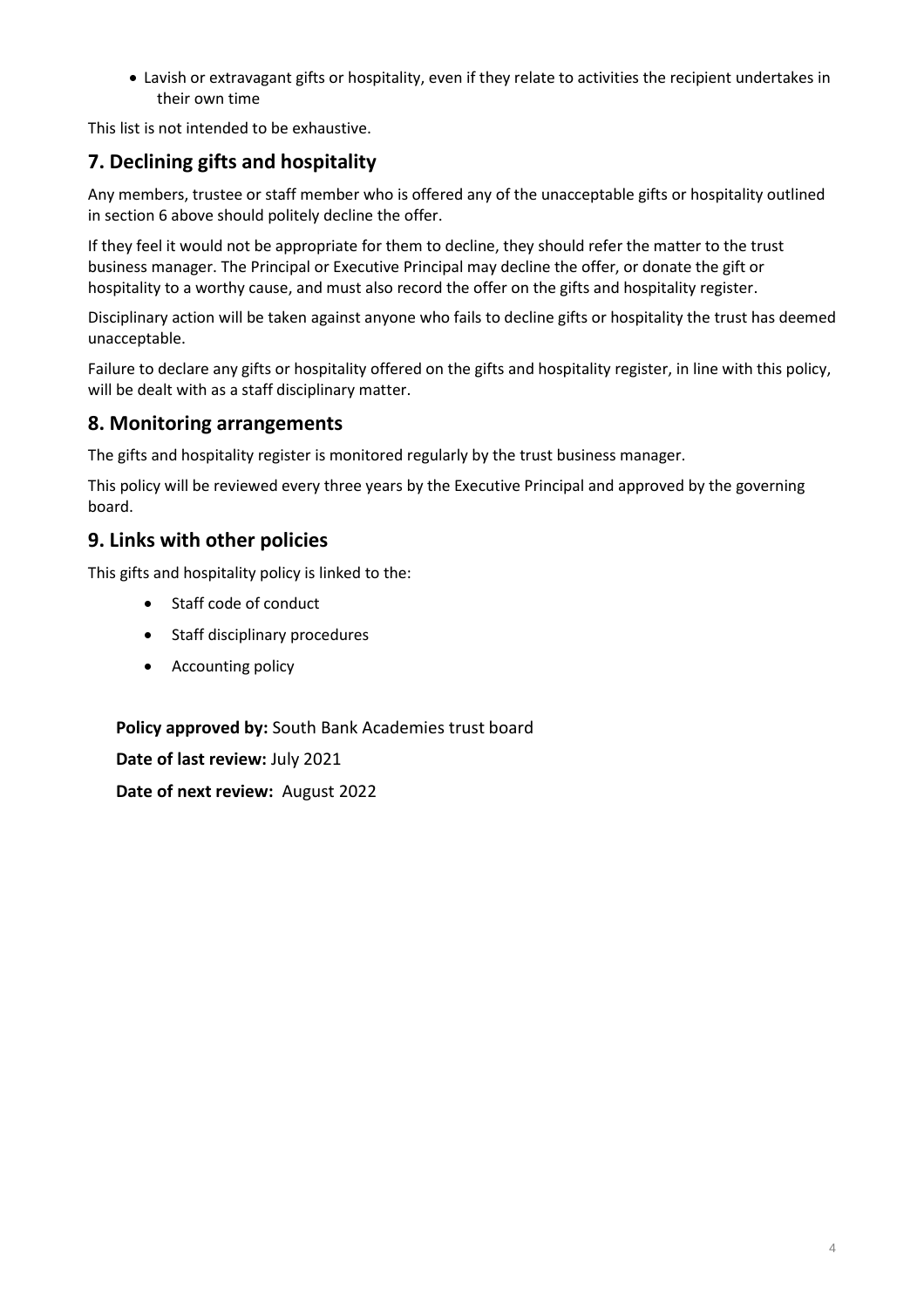- Lavish or extravagant gifts or hospitality, even if they relate to activities the recipient undertakes in their own time

This list is not intended to be exhaustive.

## 7. Declining gifts and hospitality

Any members, trustee or staff member who is offered any of the unacceptable gifts or hospitality outlined in section 6 above should politely decline the offer.

If they feel it would not be appropriate for them to decline, they should refer the matter to the trust business manager. The Principal or Executive Principal may decline the offer, or donate the gift or hospitality to a worthy cause, and must also record the offer on the gifts and hospitality register.

Disciplinary action will be taken against anyone who fails to decline gifts or hospitality the trust has deemed unacceptable.

Failure to declare any gifts or hospitality offered on the gifts and hospitality register, in line with this policy, will be dealt with as a staff disciplinary matter.

## 8. Monitoring arrangements

The gifts and hospitality register is monitored regularly by the trust business manager.

This policy will be reviewed every three years by the Executive Principal and approved by the governing board.

## 9. Links with other policies

This gifts and hospitality policy is linked to the:

- Staff code of conduct
- Staff disciplinary procedures
- Accounting policy

**Policy approved by:** South Bank Academies trust board

**Date of last review:** July 2021

**Date of next review:** August 2022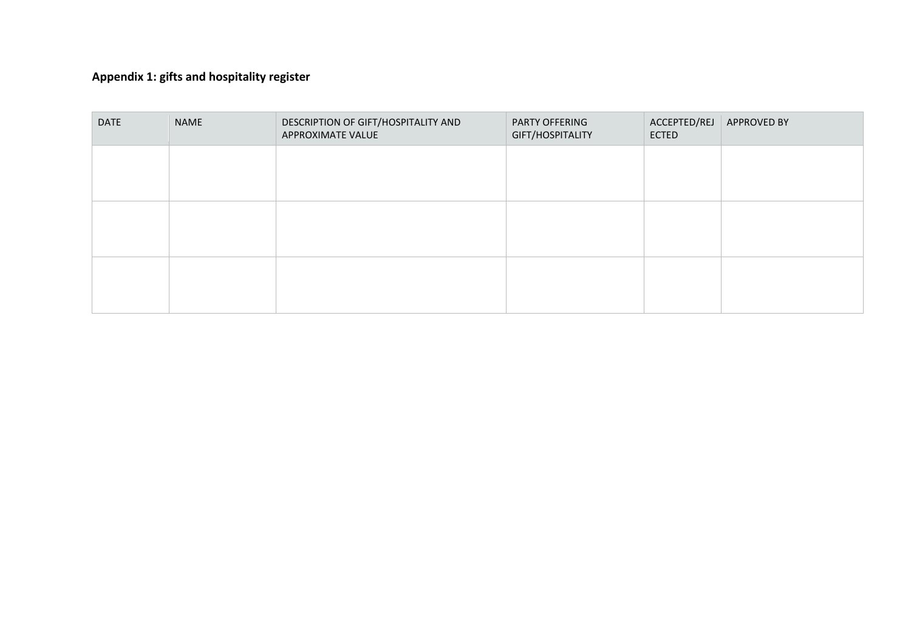**Appendix 1: gifts and hospitality register**

| DATE | NAME | DESCRIPTION OF GIFT/HOSPITALITY AND APPROXIMATE VALUE | PARTY OFFERING GIFT/HOSPITALITY | ACCEPTED/REJECTED | APPROVED BY |
|---|---|---|---|---|---|
| | | | | | |
| | | | | | |
| | | | | | |